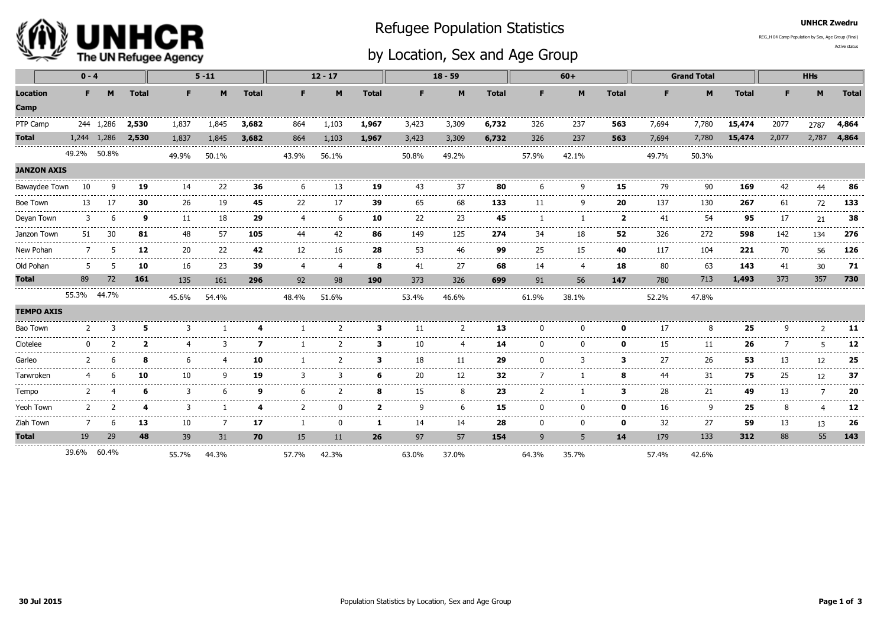# Refugee Population Statistics

## by Location, Sex and Age Group

UNHCR Zwedru

REG_H 04 Camp Population by Sex, Age Group (Final)

Active status

| | 0 - 4 | | | 5 -11 | | | 12 - 17 | | | 18 - 59 | | | 60+ | | | Grand Total | | | HHs | | |
|---|---|---|---|---|---|---|---|---|---|---|---|---|---|---|---|---|---|---|---|---|---|
| **Location** | **F** | **M** | **Total** | **F** | **M** | **Total** | **F** | **M** | **Total** | **F** | **M** | **Total** | **F** | **M** | **Total** | **F** | **M** | **Total** | **F** | **M** | **Total** |
| **Camp** | | | | | | | | | | | | | | | | | | | | | |
| PTP Camp | 244 | 1,286 | **2,530** | 1,837 | 1,845 | **3,682** | 864 | 1,103 | **1,967** | 3,423 | 3,309 | **6,732** | 326 | 237 | **563** | 7,694 | 7,780 | **15,474** | 2077 | 2787 | **4,864** |
| **Total** | 1,244 | 1,286 | **2,530** | 1,837 | 1,845 | **3,682** | 864 | 1,103 | **1,967** | 3,423 | 3,309 | **6,732** | 326 | 237 | **563** | 7,694 | 7,780 | **15,474** | 2,077 | 2,787 | **4,864** |
| | 49.2% | 50.8% | | 49.9% | 50.1% | | 43.9% | 56.1% | | 50.8% | 49.2% | | 57.9% | 42.1% | | 49.7% | 50.3% | | | | |
| **JANZON AXIS** | | | | | | | | | | | | | | | | | | | | | |
| Bawaydee Town | 10 | 9 | **19** | 14 | 22 | **36** | 6 | 13 | **19** | 43 | 37 | **80** | 6 | 9 | **15** | 79 | 90 | **169** | 42 | 44 | **86** |
| Boe Town | 13 | 17 | **30** | 26 | 19 | **45** | 22 | 17 | **39** | 65 | 68 | **133** | 11 | 9 | **20** | 137 | 130 | **267** | 61 | 72 | **133** |
| Deyan Town | 3 | 6 | **9** | 11 | 18 | **29** | 4 | 6 | **10** | 22 | 23 | **45** | 1 | 1 | **2** | 41 | 54 | **95** | 17 | 21 | **38** |
| Janzon Town | 51 | 30 | **81** | 48 | 57 | **105** | 44 | 42 | **86** | 149 | 125 | **274** | 34 | 18 | **52** | 326 | 272 | **598** | 142 | 134 | **276** |
| New Pohan | 7 | 5 | **12** | 20 | 22 | **42** | 12 | 16 | **28** | 53 | 46 | **99** | 25 | 15 | **40** | 117 | 104 | **221** | 70 | 56 | **126** |
| Old Pohan | 5 | 5 | **10** | 16 | 23 | **39** | 4 | 4 | **8** | 41 | 27 | **68** | 14 | 4 | **18** | 80 | 63 | **143** | 41 | 30 | **71** |
| **Total** | 89 | 72 | **161** | 135 | 161 | **296** | 92 | 98 | **190** | 373 | 326 | **699** | 91 | 56 | **147** | 780 | 713 | **1,493** | 373 | 357 | **730** |
| | 55.3% | 44.7% | | 45.6% | 54.4% | | 48.4% | 51.6% | | 53.4% | 46.6% | | 61.9% | 38.1% | | 52.2% | 47.8% | | | | |
| **TEMPO AXIS** | | | | | | | | | | | | | | | | | | | | | |
| Bao Town | 2 | 3 | **5** | 3 | 1 | **4** | 1 | 2 | **3** | 11 | 2 | **13** | 0 | 0 | **0** | 17 | 8 | **25** | 9 | 2 | **11** |
| Clotelee | 0 | 2 | **2** | 4 | 3 | **7** | 1 | 2 | **3** | 10 | 4 | **14** | 0 | 0 | **0** | 15 | 11 | **26** | 7 | 5 | **12** |
| Garleo | 2 | 6 | **8** | 6 | 4 | **10** | 1 | 2 | **3** | 18 | 11 | **29** | 0 | 3 | **3** | 27 | 26 | **53** | 13 | 12 | **25** |
| Tarwroken | 4 | 6 | **10** | 10 | 9 | **19** | 3 | 3 | **6** | 20 | 12 | **32** | 7 | 1 | **8** | 44 | 31 | **75** | 25 | 12 | **37** |
| Tempo | 2 | 4 | **6** | 3 | 6 | **9** | 6 | 2 | **8** | 15 | 8 | **23** | 2 | 1 | **3** | 28 | 21 | **49** | 13 | 7 | **20** |
| Yeoh Town | 2 | 2 | **4** | 3 | 1 | **4** | 2 | 0 | **2** | 9 | 6 | **15** | 0 | 0 | **0** | 16 | 9 | **25** | 8 | 4 | **12** |
| Ziah Town | 7 | 6 | **13** | 10 | 7 | **17** | 1 | 0 | **1** | 14 | 14 | **28** | 0 | 0 | **0** | 32 | 27 | **59** | 13 | 13 | **26** |
| **Total** | 19 | 29 | **48** | 39 | 31 | **70** | 15 | 11 | **26** | 97 | 57 | **154** | 9 | 5 | **14** | 179 | 133 | **312** | 88 | 55 | **143** |
| | 39.6% | 60.4% | | 55.7% | 44.3% | | 57.7% | 42.3% | | 63.0% | 37.0% | | 64.3% | 35.7% | | 57.4% | 42.6% | | | | |

30 Jul 2015

Population Statistics by Location, Sex and Age Group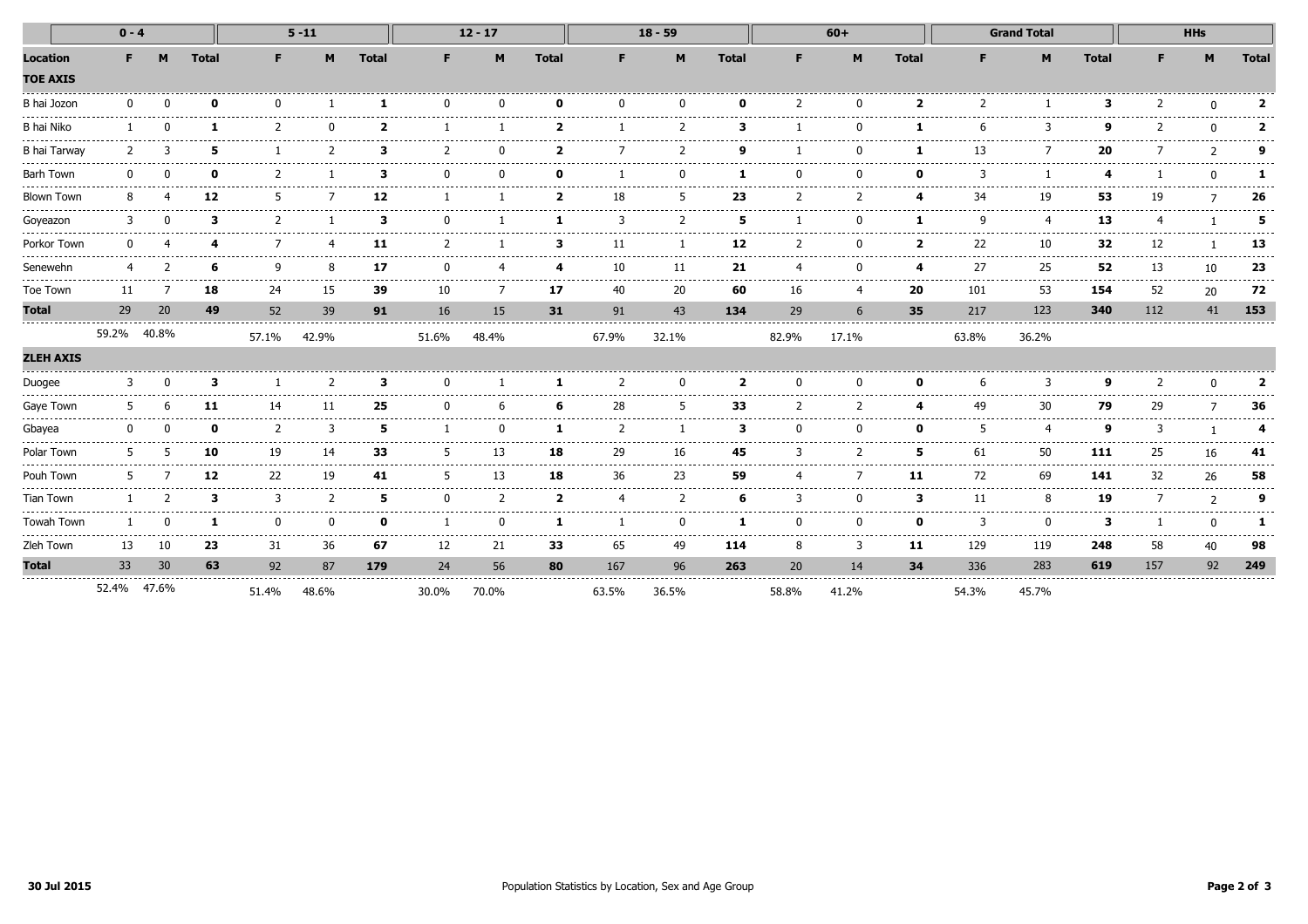| | 0 - 4 | | | 5 -11 | | | 12 - 17 | | | 18 - 59 | | | 60+ | | | Grand Total | | | HHs | | |
|---|---|---|---|---|---|---|---|---|---|---|---|---|---|---|---|---|---|---|---|---|---|
| **Location** | **F** | **M** | **Total** | **F** | **M** | **Total** | **F** | **M** | **Total** | **F** | **M** | **Total** | **F** | **M** | **Total** | **F** | **M** | **Total** | **F** | **M** | **Total** |
| **TOE AXIS** | | | | | | | | | | | | | | | | | | | | | |
| B hai Jozon | 0 | 0 | **0** | 0 | 1 | **1** | 0 | 0 | **0** | 0 | 0 | **0** | 2 | 0 | **2** | 2 | 1 | **3** | 2 | 0 | **2** |
| B hai Niko | 1 | 0 | **1** | 2 | 0 | **2** | 1 | 1 | **2** | 1 | 2 | **3** | 1 | 0 | **1** | 6 | 3 | **9** | 2 | 0 | **2** |
| B hai Tarway | 2 | 3 | **5** | 1 | 2 | **3** | 2 | 0 | **2** | 7 | 2 | **9** | 1 | 0 | **1** | 13 | 7 | **20** | 7 | 2 | **9** |
| Barh Town | 0 | 0 | **0** | 2 | 1 | **3** | 0 | 0 | **0** | 1 | 0 | **1** | 0 | 0 | **0** | 3 | 1 | **4** | 1 | 0 | **1** |
| Blown Town | 8 | 4 | **12** | 5 | 7 | **12** | 1 | 1 | **2** | 18 | 5 | **23** | 2 | 2 | **4** | 34 | 19 | **53** | 19 | 7 | **26** |
| Goyeazon | 3 | 0 | **3** | 2 | 1 | **3** | 0 | 1 | **1** | 3 | 2 | **5** | 1 | 0 | **1** | 9 | 4 | **13** | 4 | 1 | **5** |
| Porkor Town | 0 | 4 | **4** | 7 | 4 | **11** | 2 | 1 | **3** | 11 | 1 | **12** | 2 | 0 | **2** | 22 | 10 | **32** | 12 | 1 | **13** |
| Senewehn | 4 | 2 | **6** | 9 | 8 | **17** | 0 | 4 | **4** | 10 | 11 | **21** | 4 | 0 | **4** | 27 | 25 | **52** | 13 | 10 | **23** |
| Toe Town | 11 | 7 | **18** | 24 | 15 | **39** | 10 | 7 | **17** | 40 | 20 | **60** | 16 | 4 | **20** | 101 | 53 | **154** | 52 | 20 | **72** |
| **Total** | 29 | 20 | **49** | 52 | 39 | **91** | 16 | 15 | **31** | 91 | 43 | **134** | 29 | 6 | **35** | 217 | 123 | **340** | 112 | 41 | **153** |
| | 59.2% | 40.8% | | 57.1% | 42.9% | | 51.6% | 48.4% | | 67.9% | 32.1% | | 82.9% | 17.1% | | 63.8% | 36.2% | | | | |
| **ZLEH AXIS** | | | | | | | | | | | | | | | | | | | | | |
| Duogee | 3 | 0 | **3** | 1 | 2 | **3** | 0 | 1 | **1** | 2 | 0 | **2** | 0 | 0 | **0** | 6 | 3 | **9** | 2 | 0 | **2** |
| Gaye Town | 5 | 6 | **11** | 14 | 11 | **25** | 0 | 6 | **6** | 28 | 5 | **33** | 2 | 2 | **4** | 49 | 30 | **79** | 29 | 7 | **36** |
| Gbayea | 0 | 0 | **0** | 2 | 3 | **5** | 1 | 0 | **1** | 2 | 1 | **3** | 0 | 0 | **0** | 5 | 4 | **9** | 3 | 1 | **4** |
| Polar Town | 5 | 5 | **10** | 19 | 14 | **33** | 5 | 13 | **18** | 29 | 16 | **45** | 3 | 2 | **5** | 61 | 50 | **111** | 25 | 16 | **41** |
| Pouh Town | 5 | 7 | **12** | 22 | 19 | **41** | 5 | 13 | **18** | 36 | 23 | **59** | 4 | 7 | **11** | 72 | 69 | **141** | 32 | 26 | **58** |
| Tian Town | 1 | 2 | **3** | 3 | 2 | **5** | 0 | 2 | **2** | 4 | 2 | **6** | 3 | 0 | **3** | 11 | 8 | **19** | 7 | 2 | **9** |
| Towah Town | 1 | 0 | **1** | 0 | 0 | **0** | 1 | 0 | **1** | 1 | 0 | **1** | 0 | 0 | **0** | 3 | 0 | **3** | 1 | 0 | **1** |
| Zleh Town | 13 | 10 | **23** | 31 | 36 | **67** | 12 | 21 | **33** | 65 | 49 | **114** | 8 | 3 | **11** | 129 | 119 | **248** | 58 | 40 | **98** |
| **Total** | 33 | 30 | **63** | 92 | 87 | **179** | 24 | 56 | **80** | 167 | 96 | **263** | 20 | 14 | **34** | 336 | 283 | **619** | 157 | 92 | **249** |
| | 52.4% | 47.6% | | 51.4% | 48.6% | | 30.0% | 70.0% | | 63.5% | 36.5% | | 58.8% | 41.2% | | 54.3% | 45.7% | | | | |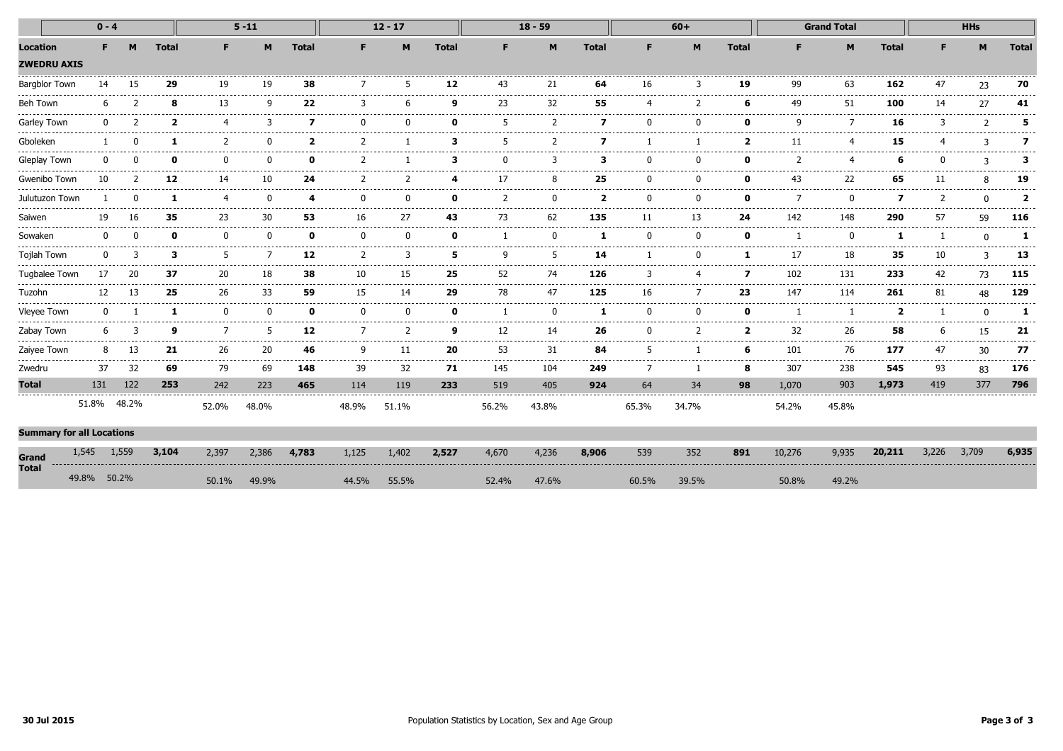| | 0 - 4 | | | 5 -11 | | | 12 - 17 | | | 18 - 59 | | | 60+ | | | Grand Total | | | HHs | | |
|---|---|---|---|---|---|---|---|---|---|---|---|---|---|---|---|---|---|---|---|---|---|
| **Location** | **F** | **M** | **Total** | **F** | **M** | **Total** | **F** | **M** | **Total** | **F** | **M** | **Total** | **F** | **M** | **Total** | **F** | **M** | **Total** | **F** | **M** | **Total** |
| **ZWEDRU AXIS** | | | | | | | | | | | | | | | | | | | | | |
| Bargblor Town | 14 | 15 | **29** | 19 | 19 | **38** | 7 | 5 | **12** | 43 | 21 | **64** | 16 | 3 | **19** | 99 | 63 | **162** | 47 | 23 | **70** |
| Beh Town | 6 | 2 | **8** | 13 | 9 | **22** | 3 | 6 | **9** | 23 | 32 | **55** | 4 | 2 | **6** | 49 | 51 | **100** | 14 | 27 | **41** |
| Garley Town | 0 | 2 | **2** | 4 | 3 | **7** | 0 | 0 | **0** | 5 | 2 | **7** | 0 | 0 | **0** | 9 | 7 | **16** | 3 | 2 | **5** |
| Gboleken | 1 | 0 | **1** | 2 | 0 | **2** | 2 | 1 | **3** | 5 | 2 | **7** | 1 | 1 | **2** | 11 | 4 | **15** | 4 | 3 | **7** |
| Gleplay Town | 0 | 0 | **0** | 0 | 0 | **0** | 2 | 1 | **3** | 0 | 3 | **3** | 0 | 0 | **0** | 2 | 4 | **6** | 0 | 3 | **3** |
| Gwenibo Town | 10 | 2 | **12** | 14 | 10 | **24** | 2 | 2 | **4** | 17 | 8 | **25** | 0 | 0 | **0** | 43 | 22 | **65** | 11 | 8 | **19** |
| Julutuzon Town | 1 | 0 | **1** | 4 | 0 | **4** | 0 | 0 | **0** | 2 | 0 | **2** | 0 | 0 | **0** | 7 | 0 | **7** | 2 | 0 | **2** |
| Saiwen | 19 | 16 | **35** | 23 | 30 | **53** | 16 | 27 | **43** | 73 | 62 | **135** | 11 | 13 | **24** | 142 | 148 | **290** | 57 | 59 | **116** |
| Sowaken | 0 | 0 | **0** | 0 | 0 | **0** | 0 | 0 | **0** | 1 | 0 | **1** | 0 | 0 | **0** | 1 | 0 | **1** | 1 | 0 | **1** |
| Tojlah Town | 0 | 3 | **3** | 5 | 7 | **12** | 2 | 3 | **5** | 9 | 5 | **14** | 1 | 0 | **1** | 17 | 18 | **35** | 10 | 3 | **13** |
| Tugbalee Town | 17 | 20 | **37** | 20 | 18 | **38** | 10 | 15 | **25** | 52 | 74 | **126** | 3 | 4 | **7** | 102 | 131 | **233** | 42 | 73 | **115** |
| Tuzohn | 12 | 13 | **25** | 26 | 33 | **59** | 15 | 14 | **29** | 78 | 47 | **125** | 16 | 7 | **23** | 147 | 114 | **261** | 81 | 48 | **129** |
| Vleyee Town | 0 | 1 | **1** | 0 | 0 | **0** | 0 | 0 | **0** | 1 | 0 | **1** | 0 | 0 | **0** | 1 | 1 | **2** | 1 | 0 | **1** |
| Zabay Town | 6 | 3 | **9** | 7 | 5 | **12** | 7 | 2 | **9** | 12 | 14 | **26** | 0 | 2 | **2** | 32 | 26 | **58** | 6 | 15 | **21** |
| Zaiyee Town | 8 | 13 | **21** | 26 | 20 | **46** | 9 | 11 | **20** | 53 | 31 | **84** | 5 | 1 | **6** | 101 | 76 | **177** | 47 | 30 | **77** |
| Zwedru | 37 | 32 | **69** | 79 | 69 | **148** | 39 | 32 | **71** | 145 | 104 | **249** | 7 | 1 | **8** | 307 | 238 | **545** | 93 | 83 | **176** |
| **Total** | 131 | 122 | **253** | 242 | 223 | **465** | 114 | 119 | **233** | 519 | 405 | **924** | 64 | 34 | **98** | 1,070 | 903 | **1,973** | 419 | 377 | **796** |
| | 51.8% | 48.2% | | 52.0% | 48.0% | | 48.9% | 51.1% | | 56.2% | 43.8% | | 65.3% | 34.7% | | 54.2% | 45.8% | | | | |
| **Summary for all Locations** | | | | | | | | | | | | | | | | | | | | | |
| **Grand Total** | 1,545 | 1,559 | **3,104** | 2,397 | 2,386 | **4,783** | 1,125 | 1,402 | **2,527** | 4,670 | 4,236 | **8,906** | 539 | 352 | **891** | 10,276 | 9,935 | **20,211** | 3,226 | 3,709 | **6,935** |
| | 49.8% | 50.2% | | 50.1% | 49.9% | | 44.5% | 55.5% | | 52.4% | 47.6% | | 60.5% | 39.5% | | 50.8% | 49.2% | | | | |

30 Jul 2015

Population Statistics by Location, Sex and Age Group